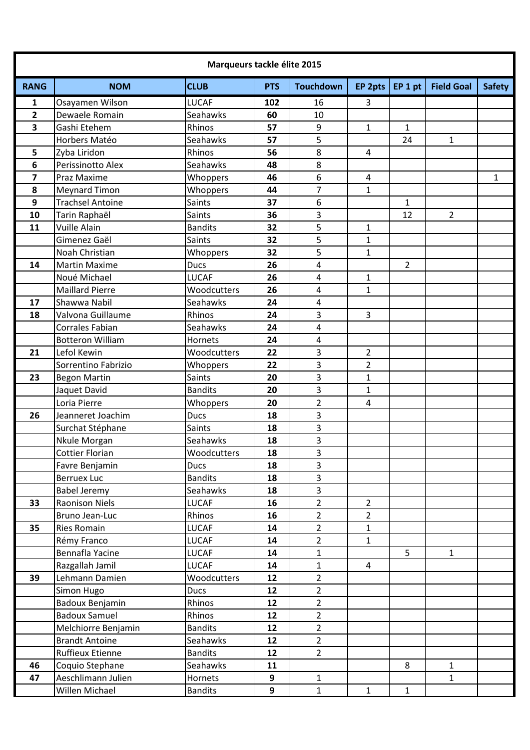| Marqueurs tackle élite 2015 | | | | | | | | |
|---|---|---|---|---|---|---|---|---|
| **RANG** | **NOM** | **CLUB** | **PTS** | **Touchdown** | **EP 2pts** | **EP 1 pt** | **Field Goal** | **Safety** |
| **1** | Osayamen Wilson | LUCAF | **102** | 16 | 3 | | | |
| **2** | Dewaele Romain | Seahawks | **60** | 10 | | | | |
| **3** | Gashi Etehem | Rhinos | **57** | 9 | 1 | 1 | | |
| | Horbers Matéo | Seahawks | **57** | 5 | | 24 | 1 | |
| **5** | Zyba Liridon | Rhinos | **56** | 8 | 4 | | | |
| **6** | Perissinotto Alex | Seahawks | **48** | 8 | | | | |
| **7** | Praz Maxime | Whoppers | **46** | 6 | 4 | | | 1 |
| **8** | Meynard Timon | Whoppers | **44** | 7 | 1 | | | |
| **9** | Trachsel Antoine | Saints | **37** | 6 | | 1 | | |
| **10** | Tarin Raphaël | Saints | **36** | 3 | | 12 | 2 | |
| **11** | Vuille Alain | Bandits | **32** | 5 | 1 | | | |
| | Gimenez Gaël | Saints | **32** | 5 | 1 | | | |
| | Noah Christian | Whoppers | **32** | 5 | 1 | | | |
| **14** | Martin Maxime | Ducs | **26** | 4 | | 2 | | |
| | Noué Michael | LUCAF | **26** | 4 | 1 | | | |
| | Maillard Pierre | Woodcutters | **26** | 4 | 1 | | | |
| **17** | Shawwa Nabil | Seahawks | **24** | 4 | | | | |
| **18** | Valvona Guillaume | Rhinos | **24** | 3 | 3 | | | |
| | Corrales Fabian | Seahawks | **24** | 4 | | | | |
| | Botteron William | Hornets | **24** | 4 | | | | |
| **21** | Lefol Kewin | Woodcutters | **22** | 3 | 2 | | | |
| | Sorrentino Fabrizio | Whoppers | **22** | 3 | 2 | | | |
| **23** | Begon Martin | Saints | **20** | 3 | 1 | | | |
| | Jaquet David | Bandits | **20** | 3 | 1 | | | |
| | Loria Pierre | Whoppers | **20** | 2 | 4 | | | |
| **26** | Jeanneret Joachim | Ducs | **18** | 3 | | | | |
| | Surchat Stéphane | Saints | **18** | 3 | | | | |
| | Nkule Morgan | Seahawks | **18** | 3 | | | | |
| | Cottier Florian | Woodcutters | **18** | 3 | | | | |
| | Favre Benjamin | Ducs | **18** | 3 | | | | |
| | Berruex Luc | Bandits | **18** | 3 | | | | |
| | Babel Jeremy | Seahawks | **18** | 3 | | | | |
| **33** | Raonison Niels | LUCAF | **16** | 2 | 2 | | | |
| | Bruno Jean-Luc | Rhinos | **16** | 2 | 2 | | | |
| **35** | Ries Romain | LUCAF | **14** | 2 | 1 | | | |
| | Rémy Franco | LUCAF | **14** | 2 | 1 | | | |
| | Bennafla Yacine | LUCAF | **14** | 1 | | 5 | 1 | |
| | Razgallah Jamil | LUCAF | **14** | 1 | 4 | | | |
| **39** | Lehmann Damien | Woodcutters | **12** | 2 | | | | |
| | Simon Hugo | Ducs | **12** | 2 | | | | |
| | Badoux Benjamin | Rhinos | **12** | 2 | | | | |
| | Badoux Samuel | Rhinos | **12** | 2 | | | | |
| | Melchiorre Benjamin | Bandits | **12** | 2 | | | | |
| | Brandt Antoine | Seahawks | **12** | 2 | | | | |
| | Ruffieux Etienne | Bandits | **12** | 2 | | | | |
| **46** | Coquio Stephane | Seahawks | **11** | | | 8 | 1 | |
| **47** | Aeschlimann Julien | Hornets | **9** | 1 | | | 1 | |
| | Willen Michael | Bandits | **9** | 1 | 1 | 1 | | |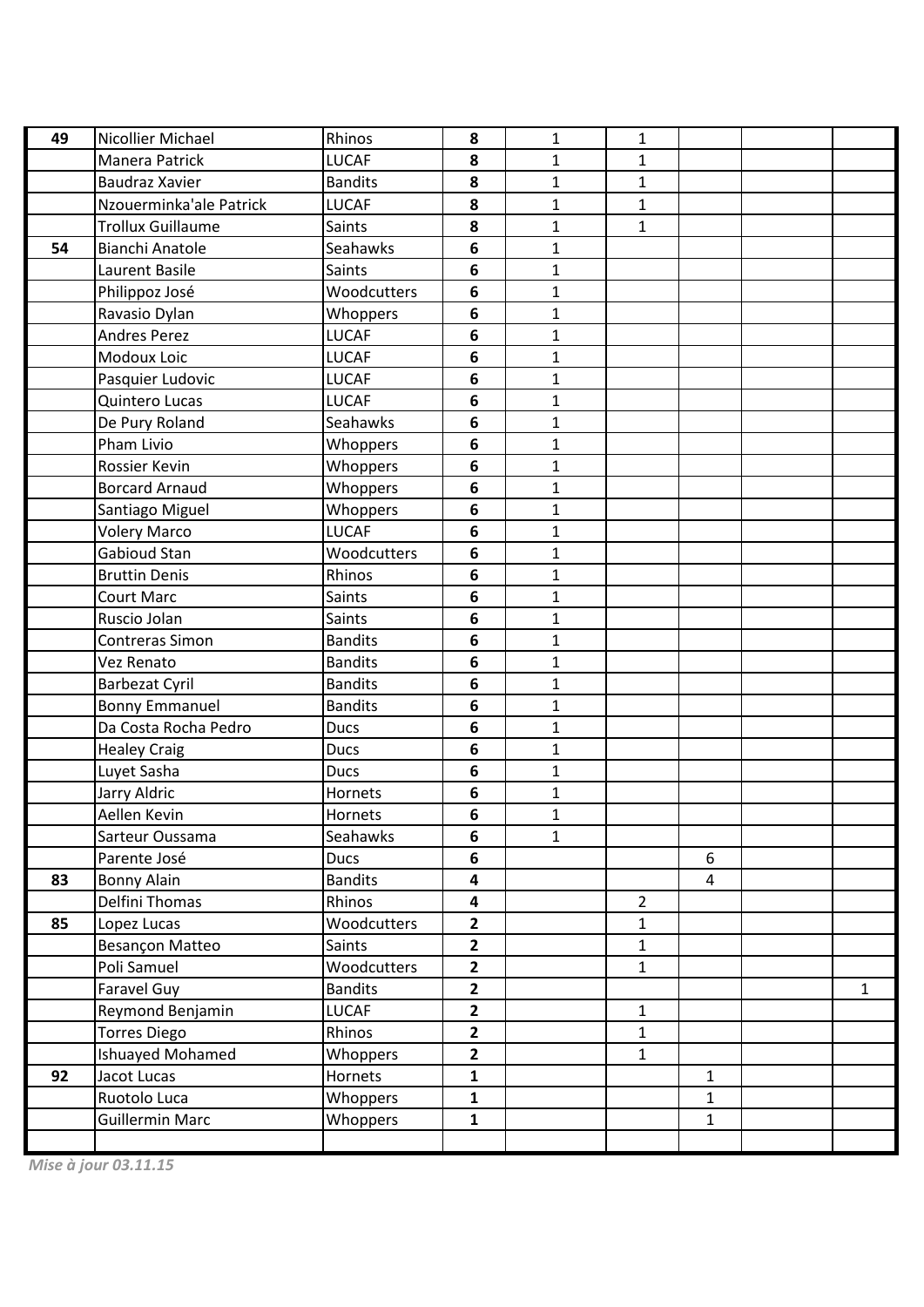| | | | | | | | | |
|---|---|---|---|---|---|---|---|---|
| 49 | Nicollier Michael | Rhinos | **8** | 1 | 1 | | | |
| | Manera Patrick | LUCAF | **8** | 1 | 1 | | | |
| | Baudraz Xavier | Bandits | **8** | 1 | 1 | | | |
| | Nzouerminka'ale Patrick | LUCAF | **8** | 1 | 1 | | | |
| | Trollux Guillaume | Saints | **8** | 1 | 1 | | | |
| 54 | Bianchi Anatole | Seahawks | **6** | 1 | | | | |
| | Laurent Basile | Saints | **6** | 1 | | | | |
| | Philippoz José | Woodcutters | **6** | 1 | | | | |
| | Ravasio Dylan | Whoppers | **6** | 1 | | | | |
| | Andres Perez | LUCAF | **6** | 1 | | | | |
| | Modoux Loic | LUCAF | **6** | 1 | | | | |
| | Pasquier Ludovic | LUCAF | **6** | 1 | | | | |
| | Quintero Lucas | LUCAF | **6** | 1 | | | | |
| | De Pury Roland | Seahawks | **6** | 1 | | | | |
| | Pham Livio | Whoppers | **6** | 1 | | | | |
| | Rossier Kevin | Whoppers | **6** | 1 | | | | |
| | Borcard Arnaud | Whoppers | **6** | 1 | | | | |
| | Santiago Miguel | Whoppers | **6** | 1 | | | | |
| | Volery Marco | LUCAF | **6** | 1 | | | | |
| | Gabioud Stan | Woodcutters | **6** | 1 | | | | |
| | Bruttin Denis | Rhinos | **6** | 1 | | | | |
| | Court Marc | Saints | **6** | 1 | | | | |
| | Ruscio Jolan | Saints | **6** | 1 | | | | |
| | Contreras Simon | Bandits | **6** | 1 | | | | |
| | Vez Renato | Bandits | **6** | 1 | | | | |
| | Barbezat Cyril | Bandits | **6** | 1 | | | | |
| | Bonny Emmanuel | Bandits | **6** | 1 | | | | |
| | Da Costa Rocha Pedro | Ducs | **6** | 1 | | | | |
| | Healey Craig | Ducs | **6** | 1 | | | | |
| | Luyet Sasha | Ducs | **6** | 1 | | | | |
| | Jarry Aldric | Hornets | **6** | 1 | | | | |
| | Aellen Kevin | Hornets | **6** | 1 | | | | |
| | Sarteur Oussama | Seahawks | **6** | 1 | | | | |
| | Parente José | Ducs | **6** | | | 6 | | |
| 83 | Bonny Alain | Bandits | **4** | | | 4 | | |
| | Delfini Thomas | Rhinos | **4** | | 2 | | | |
| 85 | Lopez Lucas | Woodcutters | **2** | | 1 | | | |
| | Besançon Matteo | Saints | **2** | | 1 | | | |
| | Poli Samuel | Woodcutters | **2** | | 1 | | | |
| | Faravel Guy | Bandits | **2** | | | | | 1 |
| | Reymond Benjamin | LUCAF | **2** | | 1 | | | |
| | Torres Diego | Rhinos | **2** | | 1 | | | |
| | Ishuayed Mohamed | Whoppers | **2** | | 1 | | | |
| 92 | Jacot Lucas | Hornets | **1** | | | 1 | | |
| | Ruotolo Luca | Whoppers | **1** | | | 1 | | |
| | Guillermin Marc | Whoppers | **1** | | | 1 | | |
| | | | | | | | | |

*Mise à jour 03.11.15*